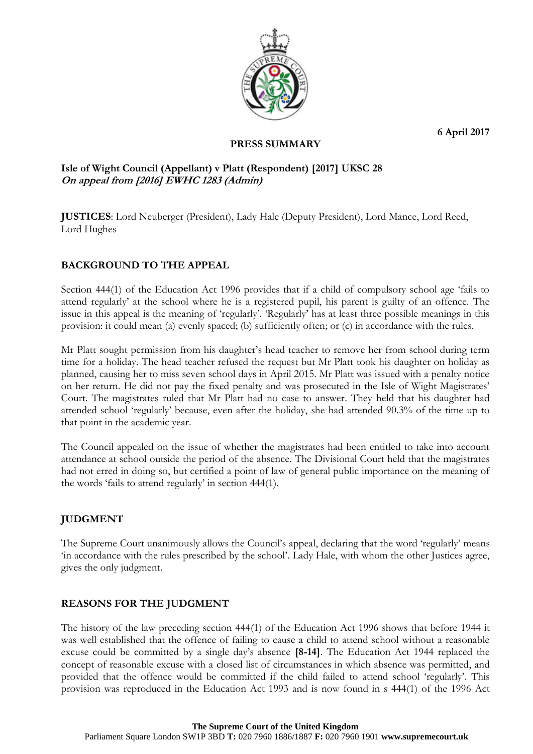6 April 2017

**PRESS SUMMARY**

**Isle of Wight Council (Appellant) v Platt (Respondent) [2017] UKSC 28**
***On appeal from [2016] EWHC 1283 (Admin)***

**JUSTICES**: Lord Neuberger (President), Lady Hale (Deputy President), Lord Mance, Lord Reed, Lord Hughes

## BACKGROUND TO THE APPEAL

Section 444(1) of the Education Act 1996 provides that if a child of compulsory school age 'fails to attend regularly' at the school where he is a registered pupil, his parent is guilty of an offence. The issue in this appeal is the meaning of 'regularly'. 'Regularly' has at least three possible meanings in this provision: it could mean (a) evenly spaced; (b) sufficiently often; or (c) in accordance with the rules.

Mr Platt sought permission from his daughter's head teacher to remove her from school during term time for a holiday. The head teacher refused the request but Mr Platt took his daughter on holiday as planned, causing her to miss seven school days in April 2015. Mr Platt was issued with a penalty notice on her return. He did not pay the fixed penalty and was prosecuted in the Isle of Wight Magistrates' Court. The magistrates ruled that Mr Platt had no case to answer. They held that his daughter had attended school 'regularly' because, even after the holiday, she had attended 90.3% of the time up to that point in the academic year.

The Council appealed on the issue of whether the magistrates had been entitled to take into account attendance at school outside the period of the absence. The Divisional Court held that the magistrates had not erred in doing so, but certified a point of law of general public importance on the meaning of the words 'fails to attend regularly' in section 444(1).

## JUDGMENT

The Supreme Court unanimously allows the Council's appeal, declaring that the word 'regularly' means 'in accordance with the rules prescribed by the school'. Lady Hale, with whom the other Justices agree, gives the only judgment.

## REASONS FOR THE JUDGMENT

The history of the law preceding section 444(1) of the Education Act 1996 shows that before 1944 it was well established that the offence of failing to cause a child to attend school without a reasonable excuse could be committed by a single day's absence **[8-14]**. The Education Act 1944 replaced the concept of reasonable excuse with a closed list of circumstances in which absence was permitted, and provided that the offence would be committed if the child failed to attend school 'regularly'. This provision was reproduced in the Education Act 1993 and is now found in s 444(1) of the 1996 Act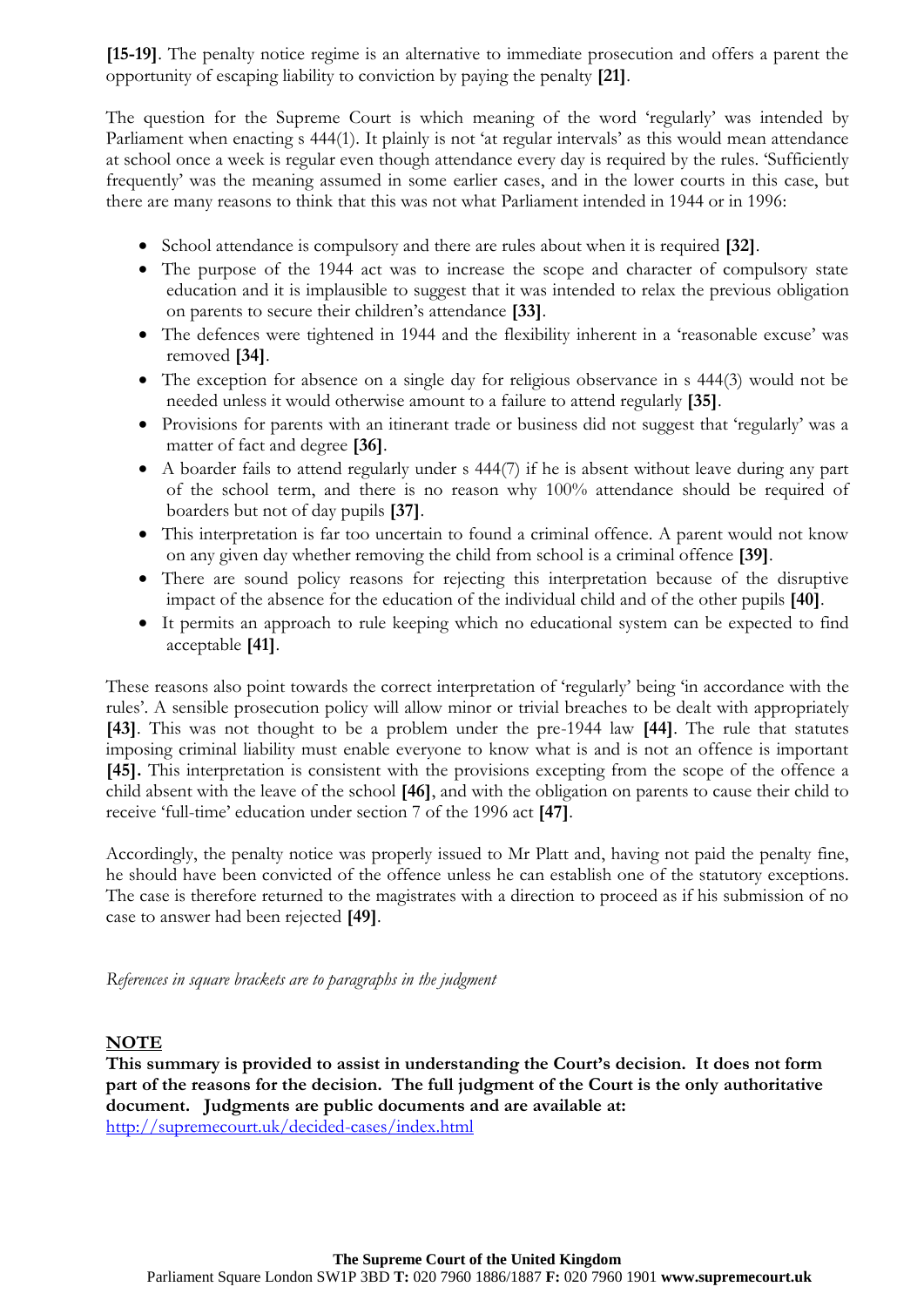**[15-19]**. The penalty notice regime is an alternative to immediate prosecution and offers a parent the opportunity of escaping liability to conviction by paying the penalty **[21]**.

The question for the Supreme Court is which meaning of the word 'regularly' was intended by Parliament when enacting s 444(1). It plainly is not 'at regular intervals' as this would mean attendance at school once a week is regular even though attendance every day is required by the rules. 'Sufficiently frequently' was the meaning assumed in some earlier cases, and in the lower courts in this case, but there are many reasons to think that this was not what Parliament intended in 1944 or in 1996:

- School attendance is compulsory and there are rules about when it is required **[32]**.
- The purpose of the 1944 act was to increase the scope and character of compulsory state education and it is implausible to suggest that it was intended to relax the previous obligation on parents to secure their children's attendance **[33]**.
- The defences were tightened in 1944 and the flexibility inherent in a 'reasonable excuse' was removed **[34]**.
- The exception for absence on a single day for religious observance in s 444(3) would not be needed unless it would otherwise amount to a failure to attend regularly **[35]**.
- Provisions for parents with an itinerant trade or business did not suggest that 'regularly' was a matter of fact and degree **[36]**.
- A boarder fails to attend regularly under s 444(7) if he is absent without leave during any part of the school term, and there is no reason why 100% attendance should be required of boarders but not of day pupils **[37]**.
- This interpretation is far too uncertain to found a criminal offence. A parent would not know on any given day whether removing the child from school is a criminal offence **[39]**.
- There are sound policy reasons for rejecting this interpretation because of the disruptive impact of the absence for the education of the individual child and of the other pupils **[40]**.
- It permits an approach to rule keeping which no educational system can be expected to find acceptable **[41]**.

These reasons also point towards the correct interpretation of 'regularly' being 'in accordance with the rules'. A sensible prosecution policy will allow minor or trivial breaches to be dealt with appropriately **[43]**. This was not thought to be a problem under the pre-1944 law **[44]**. The rule that statutes imposing criminal liability must enable everyone to know what is and is not an offence is important **[45].** This interpretation is consistent with the provisions excepting from the scope of the offence a child absent with the leave of the school **[46]**, and with the obligation on parents to cause their child to receive 'full-time' education under section 7 of the 1996 act **[47]**.

Accordingly, the penalty notice was properly issued to Mr Platt and, having not paid the penalty fine, he should have been convicted of the offence unless he can establish one of the statutory exceptions. The case is therefore returned to the magistrates with a direction to proceed as if his submission of no case to answer had been rejected **[49]**.

*References in square brackets are to paragraphs in the judgment*

**NOTE**

**This summary is provided to assist in understanding the Court's decision. It does not form part of the reasons for the decision. The full judgment of the Court is the only authoritative document. Judgments are public documents and are available at:**
http://supremecourt.uk/decided-cases/index.html

**The Supreme Court of the United Kingdom**
Parliament Square London SW1P 3BD **T:** 020 7960 1886/1887 **F:** 020 7960 1901 **www.supremecourt.uk**